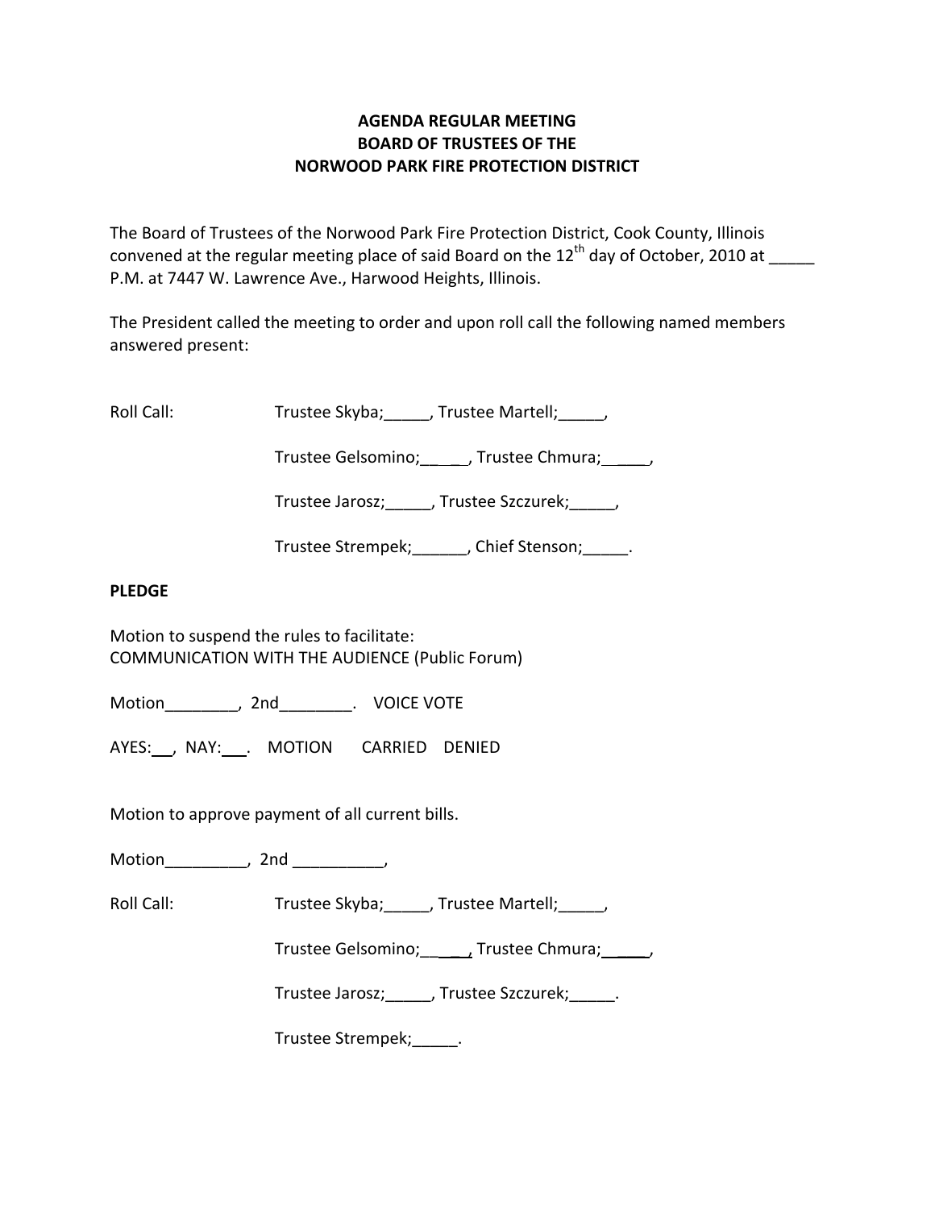**AGENDA REGULAR MEETING**
**BOARD OF TRUSTEES OF THE**
**NORWOOD PARK FIRE PROTECTION DISTRICT**

The Board of Trustees of the Norwood Park Fire Protection District, Cook County, Illinois convened at the regular meeting place of said Board on the 12th day of October, 2010 at _____ P.M. at 7447 W. Lawrence Ave., Harwood Heights, Illinois.

The President called the meeting to order and upon roll call the following named members answered present:

Roll Call: Trustee Skyba;_____, Trustee Martell;_____,

Trustee Gelsomino;_____, Trustee Chmura;_____,

Trustee Jarosz;_____, Trustee Szczurek;_____,

Trustee Strempek;______, Chief Stenson;_____.

**PLEDGE**

Motion to suspend the rules to facilitate:
COMMUNICATION WITH THE AUDIENCE (Public Forum)

Motion________, 2nd________. VOICE VOTE

AYES:___, NAY:___. MOTION CARRIED DENIED

Motion to approve payment of all current bills.

Motion_________, 2nd __________,

Roll Call: Trustee Skyba;_____, Trustee Martell;_____,

Trustee Gelsomino;_____, Trustee Chmura;_____,

Trustee Jarosz;_____, Trustee Szczurek;_____.

Trustee Strempek;_____.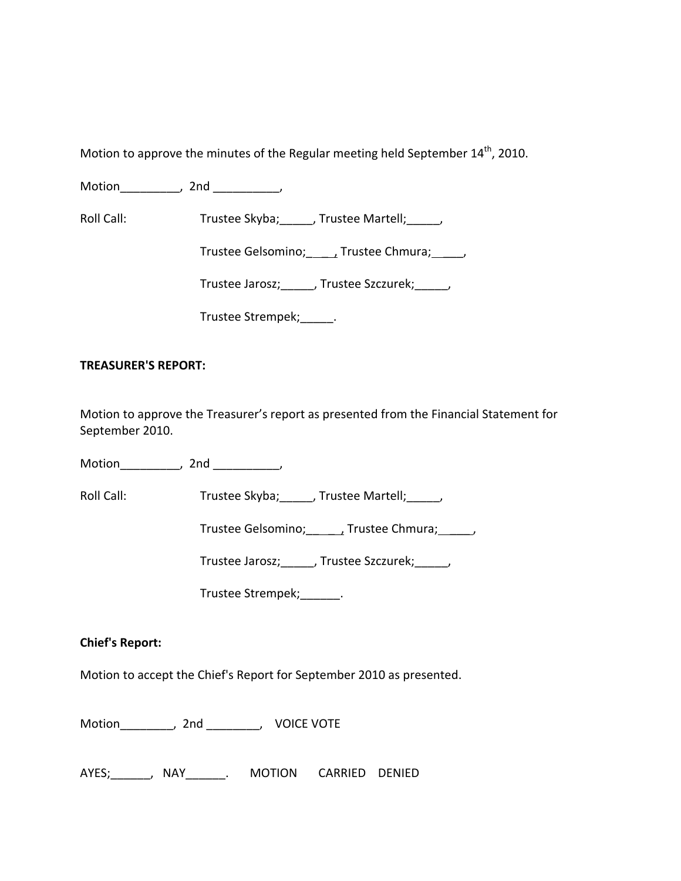Motion to approve the minutes of the Regular meeting held September 14th, 2010.

Motion_________, 2nd __________,

Roll Call: Trustee Skyba;_____, Trustee Martell;_____,

Trustee Gelsomino;____, Trustee Chmura;_____,

Trustee Jarosz;_____, Trustee Szczurek;_____,

Trustee Strempek;_____.

**TREASURER'S REPORT:**

Motion to approve the Treasurer's report as presented from the Financial Statement for September 2010.

Motion_________, 2nd __________,

Roll Call: Trustee Skyba;_____, Trustee Martell;_____,

Trustee Gelsomino;_____, Trustee Chmura;_____,

Trustee Jarosz;_____, Trustee Szczurek;_____,

Trustee Strempek;______.

**Chief's Report:**

Motion to accept the Chief's Report for September 2010 as presented.

Motion________, 2nd ________, VOICE VOTE

AYES;______, NAY______. MOTION CARRIED DENIED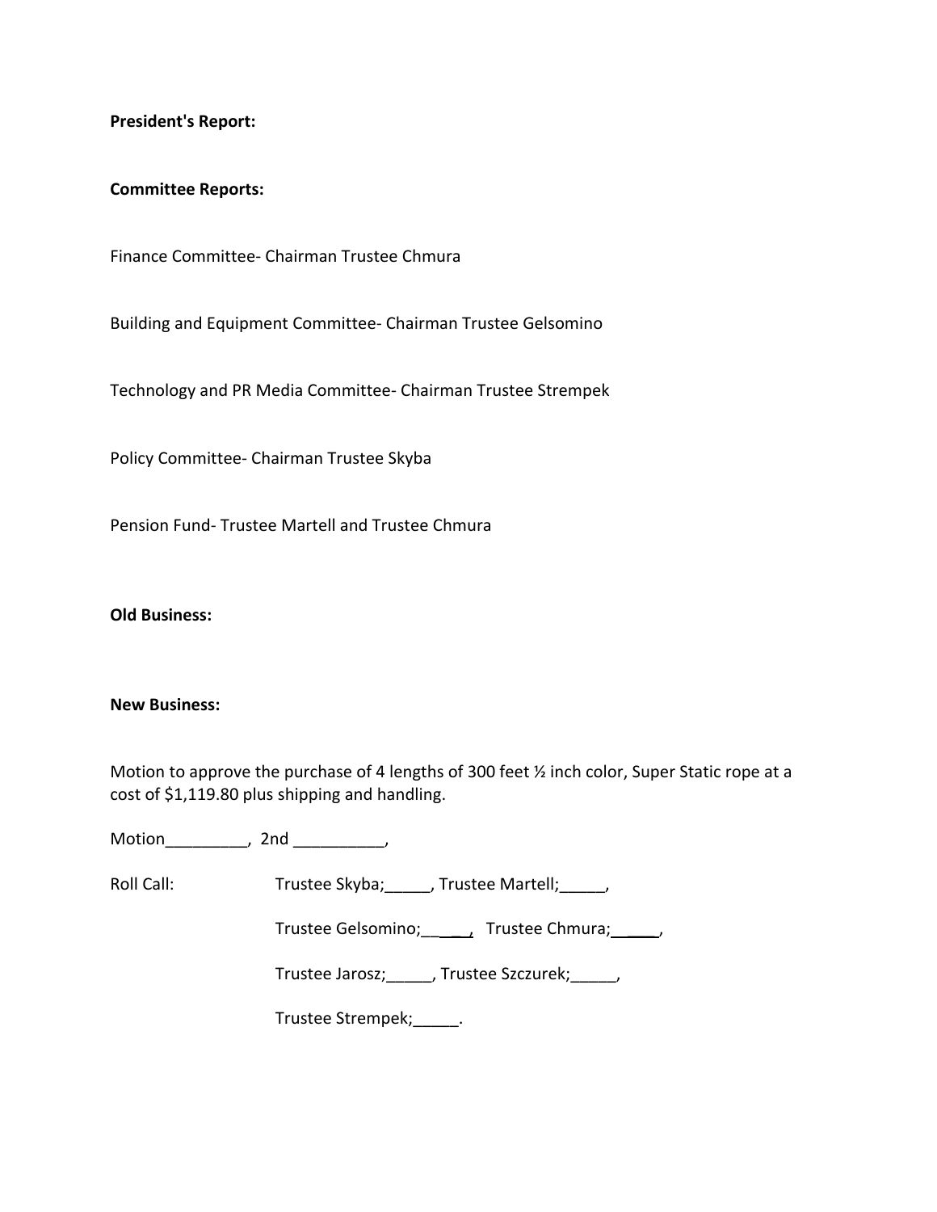**President's Report:**

**Committee Reports:**

Finance Committee- Chairman Trustee Chmura

Building and Equipment Committee- Chairman Trustee Gelsomino

Technology and PR Media Committee- Chairman Trustee Strempek

Policy Committee- Chairman Trustee Skyba

Pension Fund- Trustee Martell and Trustee Chmura

**Old Business:**

**New Business:**

Motion to approve the purchase of 4 lengths of 300 feet ½ inch color, Super Static rope at a cost of $1,119.80 plus shipping and handling.

Motion_________, 2nd __________,

Roll Call: Trustee Skyba;_____, Trustee Martell;_____,

Trustee Gelsomino;_____, Trustee Chmura;_____,

Trustee Jarosz;_____, Trustee Szczurek;_____,

Trustee Strempek;_____.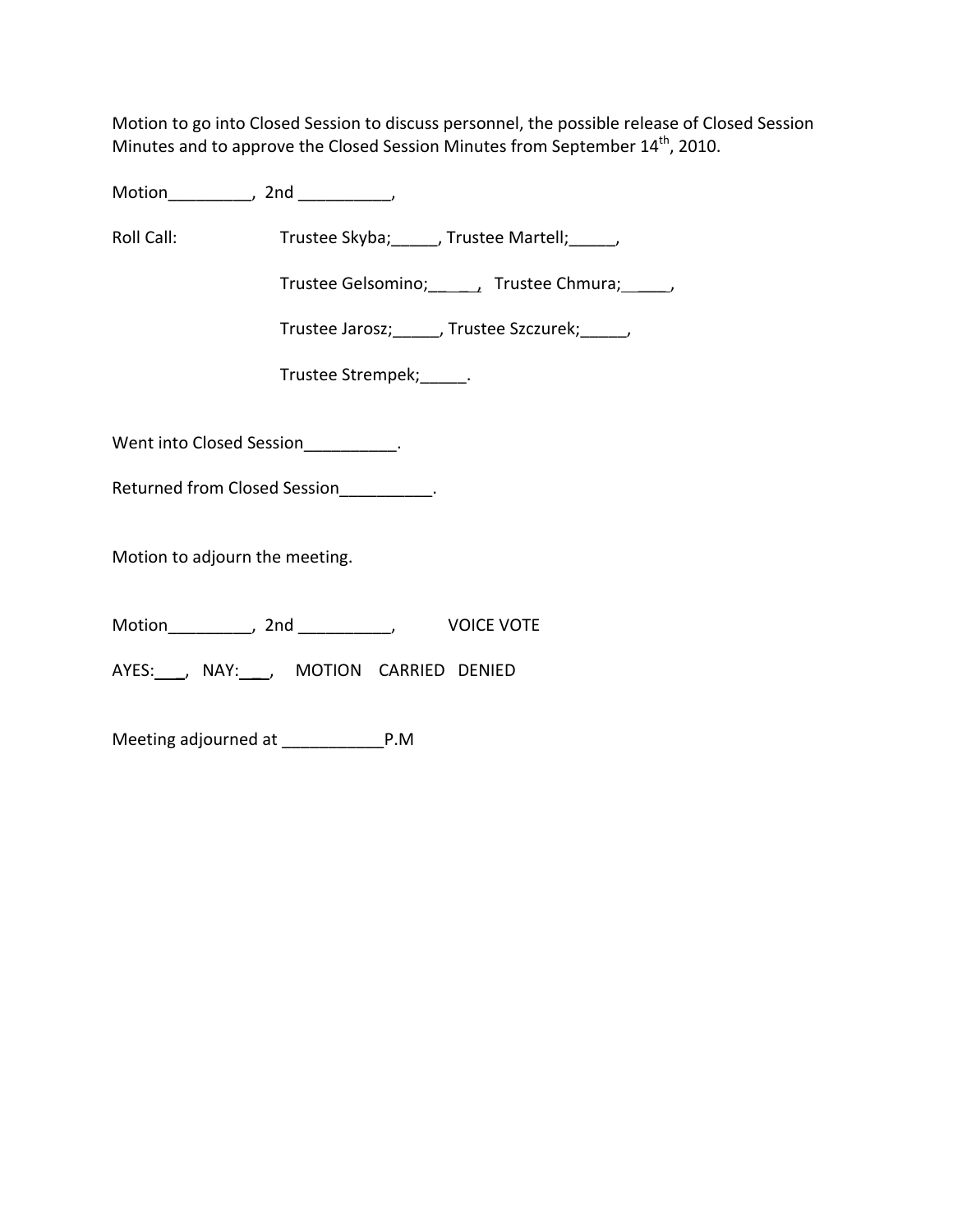Motion to go into Closed Session to discuss personnel, the possible release of Closed Session Minutes and to approve the Closed Session Minutes from September 14th, 2010.

Motion_________, 2nd __________,

Roll Call: Trustee Skyba;_____, Trustee Martell;_____,

Trustee Gelsomino;_____, Trustee Chmura;_____,

Trustee Jarosz;_____, Trustee Szczurek;_____,

Trustee Strempek;_____.

Went into Closed Session__________.

Returned from Closed Session__________.

Motion to adjourn the meeting.

Motion_________, 2nd __________, VOICE VOTE

AYES:___, NAY:___, MOTION CARRIED DENIED

Meeting adjourned at ___________P.M